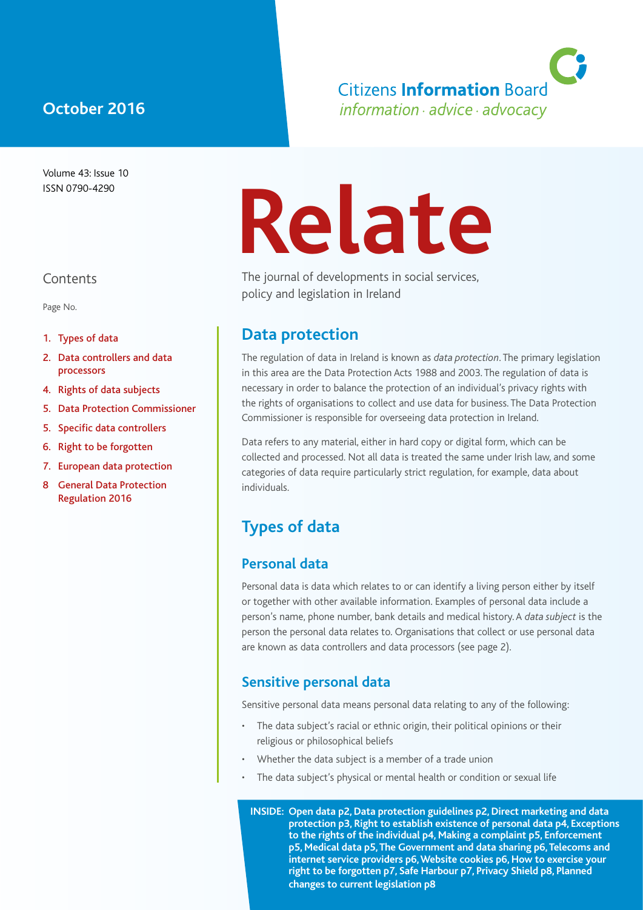October 2016

Citizens **Information** Board
*information · advice · advocacy*

Volume 43: Issue 10
ISSN 0790-4290

# Relate

The journal of developments in social services, policy and legislation in Ireland

Contents

Page No.

1. Types of data
2. Data controllers and data processors
4. Rights of data subjects
5. Data Protection Commissioner
5. Specific data controllers
6. Right to be forgotten
7. European data protection
8. General Data Protection Regulation 2016

## Data protection

The regulation of data in Ireland is known as *data protection*. The primary legislation in this area are the Data Protection Acts 1988 and 2003. The regulation of data is necessary in order to balance the protection of an individual's privacy rights with the rights of organisations to collect and use data for business. The Data Protection Commissioner is responsible for overseeing data protection in Ireland.

Data refers to any material, either in hard copy or digital form, which can be collected and processed. Not all data is treated the same under Irish law, and some categories of data require particularly strict regulation, for example, data about individuals.

## Types of data

### Personal data

Personal data is data which relates to or can identify a living person either by itself or together with other available information. Examples of personal data include a person's name, phone number, bank details and medical history. A *data subject* is the person the personal data relates to. Organisations that collect or use personal data are known as data controllers and data processors (see page 2).

### Sensitive personal data

Sensitive personal data means personal data relating to any of the following:

- The data subject's racial or ethnic origin, their political opinions or their religious or philosophical beliefs
- Whether the data subject is a member of a trade union
- The data subject's physical or mental health or condition or sexual life

**INSIDE: Open data p2, Data protection guidelines p2, Direct marketing and data protection p3, Right to establish existence of personal data p4, Exceptions to the rights of the individual p4, Making a complaint p5, Enforcement p5, Medical data p5, The Government and data sharing p6, Telecoms and internet service providers p6, Website cookies p6, How to exercise your right to be forgotten p7, Safe Harbour p7, Privacy Shield p8, Planned changes to current legislation p8**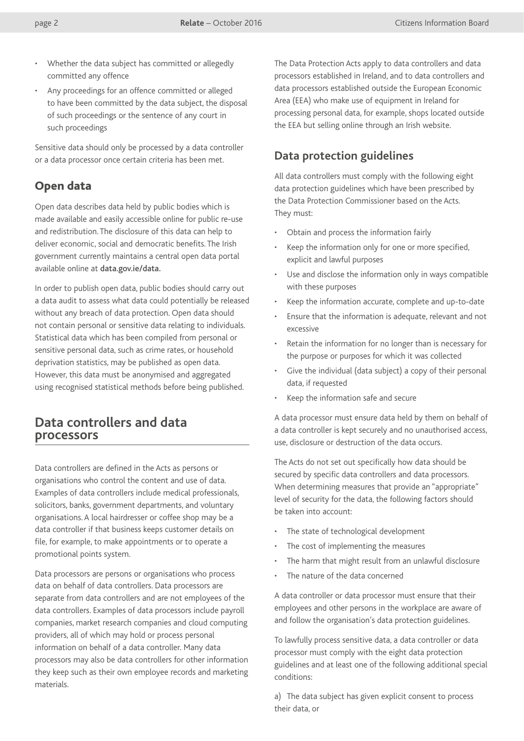- Whether the data subject has committed or allegedly committed any offence
- Any proceedings for an offence committed or alleged to have been committed by the data subject, the disposal of such proceedings or the sentence of any court in such proceedings

Sensitive data should only be processed by a data controller or a data processor once certain criteria has been met.

## Open data

Open data describes data held by public bodies which is made available and easily accessible online for public re-use and redistribution. The disclosure of this data can help to deliver economic, social and democratic benefits. The Irish government currently maintains a central open data portal available online at **data.gov.ie/data.**

In order to publish open data, public bodies should carry out a data audit to assess what data could potentially be released without any breach of data protection. Open data should not contain personal or sensitive data relating to individuals. Statistical data which has been compiled from personal or sensitive personal data, such as crime rates, or household deprivation statistics, may be published as open data. However, this data must be anonymised and aggregated using recognised statistical methods before being published.

## Data controllers and data processors

Data controllers are defined in the Acts as persons or organisations who control the content and use of data. Examples of data controllers include medical professionals, solicitors, banks, government departments, and voluntary organisations. A local hairdresser or coffee shop may be a data controller if that business keeps customer details on file, for example, to make appointments or to operate a promotional points system.

Data processors are persons or organisations who process data on behalf of data controllers. Data processors are separate from data controllers and are not employees of the data controllers. Examples of data processors include payroll companies, market research companies and cloud computing providers, all of which may hold or process personal information on behalf of a data controller. Many data processors may also be data controllers for other information they keep such as their own employee records and marketing materials.

The Data Protection Acts apply to data controllers and data processors established in Ireland, and to data controllers and data processors established outside the European Economic Area (EEA) who make use of equipment in Ireland for processing personal data, for example, shops located outside the EEA but selling online through an Irish website.

## Data protection guidelines

All data controllers must comply with the following eight data protection guidelines which have been prescribed by the Data Protection Commissioner based on the Acts. They must:

- Obtain and process the information fairly
- Keep the information only for one or more specified, explicit and lawful purposes
- Use and disclose the information only in ways compatible with these purposes
- Keep the information accurate, complete and up-to-date
- Ensure that the information is adequate, relevant and not excessive
- Retain the information for no longer than is necessary for the purpose or purposes for which it was collected
- Give the individual (data subject) a copy of their personal data, if requested
- Keep the information safe and secure

A data processor must ensure data held by them on behalf of a data controller is kept securely and no unauthorised access, use, disclosure or destruction of the data occurs.

The Acts do not set out specifically how data should be secured by specific data controllers and data processors. When determining measures that provide an "appropriate" level of security for the data, the following factors should be taken into account:

- The state of technological development
- The cost of implementing the measures
- The harm that might result from an unlawful disclosure
- The nature of the data concerned

A data controller or data processor must ensure that their employees and other persons in the workplace are aware of and follow the organisation's data protection guidelines.

To lawfully process sensitive data, a data controller or data processor must comply with the eight data protection guidelines and at least one of the following additional special conditions:

a) The data subject has given explicit consent to process their data, or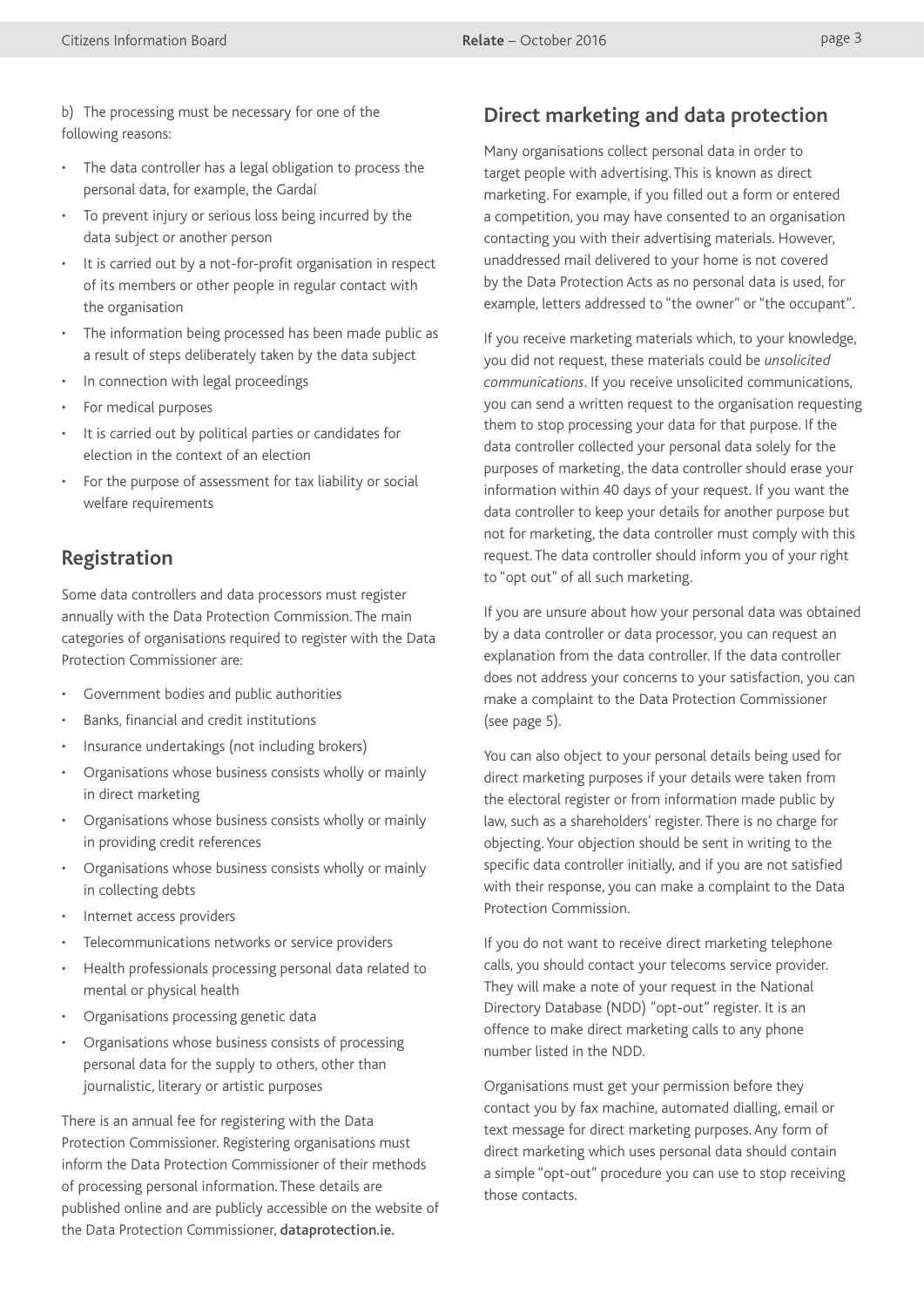b) The processing must be necessary for one of the following reasons:

- The data controller has a legal obligation to process the personal data, for example, the Gardaí
- To prevent injury or serious loss being incurred by the data subject or another person
- It is carried out by a not-for-profit organisation in respect of its members or other people in regular contact with the organisation
- The information being processed has been made public as a result of steps deliberately taken by the data subject
- In connection with legal proceedings
- For medical purposes
- It is carried out by political parties or candidates for election in the context of an election
- For the purpose of assessment for tax liability or social welfare requirements

## Registration

Some data controllers and data processors must register annually with the Data Protection Commission. The main categories of organisations required to register with the Data Protection Commissioner are:

- Government bodies and public authorities
- Banks, financial and credit institutions
- Insurance undertakings (not including brokers)
- Organisations whose business consists wholly or mainly in direct marketing
- Organisations whose business consists wholly or mainly in providing credit references
- Organisations whose business consists wholly or mainly in collecting debts
- Internet access providers
- Telecommunications networks or service providers
- Health professionals processing personal data related to mental or physical health
- Organisations processing genetic data
- Organisations whose business consists of processing personal data for the supply to others, other than journalistic, literary or artistic purposes

There is an annual fee for registering with the Data Protection Commissioner. Registering organisations must inform the Data Protection Commissioner of their methods of processing personal information. These details are published online and are publicly accessible on the website of the Data Protection Commissioner, **dataprotection.ie.**

## Direct marketing and data protection

Many organisations collect personal data in order to target people with advertising. This is known as direct marketing. For example, if you filled out a form or entered a competition, you may have consented to an organisation contacting you with their advertising materials. However, unaddressed mail delivered to your home is not covered by the Data Protection Acts as no personal data is used, for example, letters addressed to "the owner" or "the occupant".

If you receive marketing materials which, to your knowledge, you did not request, these materials could be *unsolicited communications*. If you receive unsolicited communications, you can send a written request to the organisation requesting them to stop processing your data for that purpose. If the data controller collected your personal data solely for the purposes of marketing, the data controller should erase your information within 40 days of your request. If you want the data controller to keep your details for another purpose but not for marketing, the data controller must comply with this request. The data controller should inform you of your right to "opt out" of all such marketing.

If you are unsure about how your personal data was obtained by a data controller or data processor, you can request an explanation from the data controller. If the data controller does not address your concerns to your satisfaction, you can make a complaint to the Data Protection Commissioner (see page 5).

You can also object to your personal details being used for direct marketing purposes if your details were taken from the electoral register or from information made public by law, such as a shareholders' register. There is no charge for objecting. Your objection should be sent in writing to the specific data controller initially, and if you are not satisfied with their response, you can make a complaint to the Data Protection Commission.

If you do not want to receive direct marketing telephone calls, you should contact your telecoms service provider. They will make a note of your request in the National Directory Database (NDD) "opt-out" register. It is an offence to make direct marketing calls to any phone number listed in the NDD.

Organisations must get your permission before they contact you by fax machine, automated dialling, email or text message for direct marketing purposes. Any form of direct marketing which uses personal data should contain a simple "opt-out" procedure you can use to stop receiving those contacts.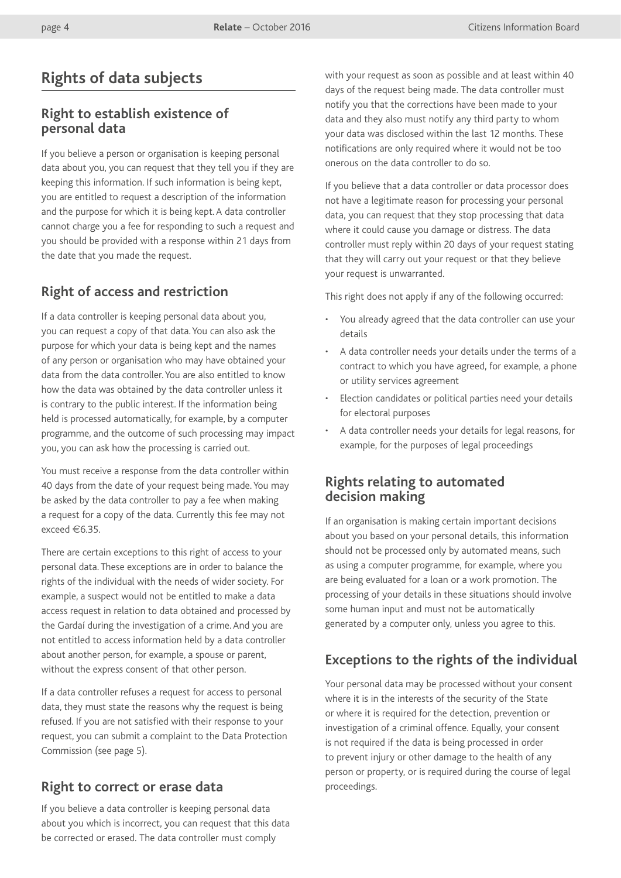# Rights of data subjects

## Right to establish existence of personal data

If you believe a person or organisation is keeping personal data about you, you can request that they tell you if they are keeping this information. If such information is being kept, you are entitled to request a description of the information and the purpose for which it is being kept. A data controller cannot charge you a fee for responding to such a request and you should be provided with a response within 21 days from the date that you made the request.

## Right of access and restriction

If a data controller is keeping personal data about you, you can request a copy of that data. You can also ask the purpose for which your data is being kept and the names of any person or organisation who may have obtained your data from the data controller. You are also entitled to know how the data was obtained by the data controller unless it is contrary to the public interest. If the information being held is processed automatically, for example, by a computer programme, and the outcome of such processing may impact you, you can ask how the processing is carried out.

You must receive a response from the data controller within 40 days from the date of your request being made. You may be asked by the data controller to pay a fee when making a request for a copy of the data. Currently this fee may not exceed €6.35.

There are certain exceptions to this right of access to your personal data. These exceptions are in order to balance the rights of the individual with the needs of wider society. For example, a suspect would not be entitled to make a data access request in relation to data obtained and processed by the Gardaí during the investigation of a crime. And you are not entitled to access information held by a data controller about another person, for example, a spouse or parent, without the express consent of that other person.

If a data controller refuses a request for access to personal data, they must state the reasons why the request is being refused. If you are not satisfied with their response to your request, you can submit a complaint to the Data Protection Commission (see page 5).

## Right to correct or erase data

If you believe a data controller is keeping personal data about you which is incorrect, you can request that this data be corrected or erased. The data controller must comply with your request as soon as possible and at least within 40 days of the request being made. The data controller must notify you that the corrections have been made to your data and they also must notify any third party to whom your data was disclosed within the last 12 months. These notifications are only required where it would not be too onerous on the data controller to do so.

If you believe that a data controller or data processor does not have a legitimate reason for processing your personal data, you can request that they stop processing that data where it could cause you damage or distress. The data controller must reply within 20 days of your request stating that they will carry out your request or that they believe your request is unwarranted.

This right does not apply if any of the following occurred:

- You already agreed that the data controller can use your details
- A data controller needs your details under the terms of a contract to which you have agreed, for example, a phone or utility services agreement
- Election candidates or political parties need your details for electoral purposes
- A data controller needs your details for legal reasons, for example, for the purposes of legal proceedings

## Rights relating to automated decision making

If an organisation is making certain important decisions about you based on your personal details, this information should not be processed only by automated means, such as using a computer programme, for example, where you are being evaluated for a loan or a work promotion. The processing of your details in these situations should involve some human input and must not be automatically generated by a computer only, unless you agree to this.

## Exceptions to the rights of the individual

Your personal data may be processed without your consent where it is in the interests of the security of the State or where it is required for the detection, prevention or investigation of a criminal offence. Equally, your consent is not required if the data is being processed in order to prevent injury or other damage to the health of any person or property, or is required during the course of legal proceedings.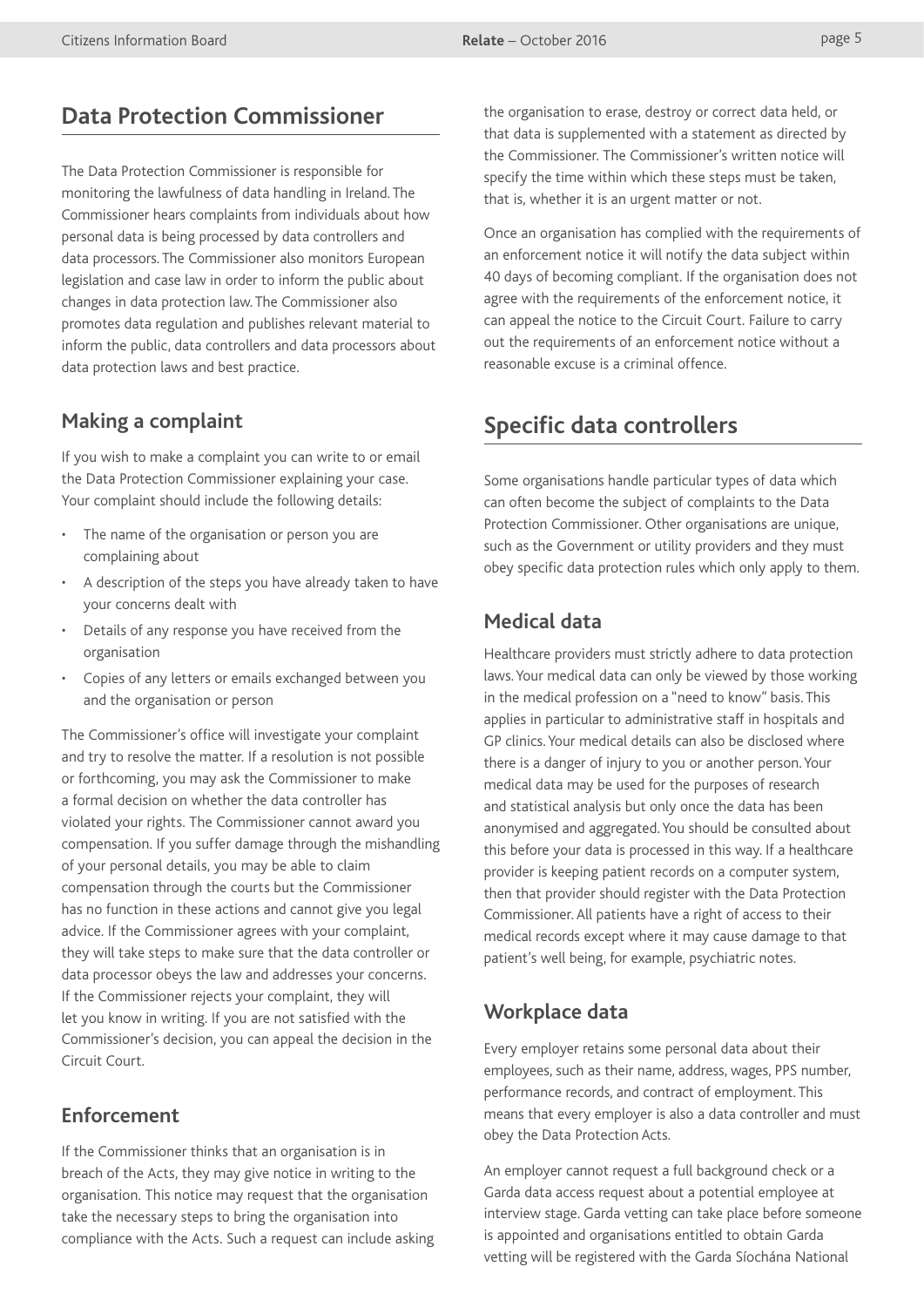## Data Protection Commissioner

The Data Protection Commissioner is responsible for monitoring the lawfulness of data handling in Ireland. The Commissioner hears complaints from individuals about how personal data is being processed by data controllers and data processors. The Commissioner also monitors European legislation and case law in order to inform the public about changes in data protection law. The Commissioner also promotes data regulation and publishes relevant material to inform the public, data controllers and data processors about data protection laws and best practice.

### Making a complaint

If you wish to make a complaint you can write to or email the Data Protection Commissioner explaining your case. Your complaint should include the following details:

- The name of the organisation or person you are complaining about
- A description of the steps you have already taken to have your concerns dealt with
- Details of any response you have received from the organisation
- Copies of any letters or emails exchanged between you and the organisation or person

The Commissioner's office will investigate your complaint and try to resolve the matter. If a resolution is not possible or forthcoming, you may ask the Commissioner to make a formal decision on whether the data controller has violated your rights. The Commissioner cannot award you compensation. If you suffer damage through the mishandling of your personal details, you may be able to claim compensation through the courts but the Commissioner has no function in these actions and cannot give you legal advice. If the Commissioner agrees with your complaint, they will take steps to make sure that the data controller or data processor obeys the law and addresses your concerns. If the Commissioner rejects your complaint, they will let you know in writing. If you are not satisfied with the Commissioner's decision, you can appeal the decision in the Circuit Court.

### Enforcement

If the Commissioner thinks that an organisation is in breach of the Acts, they may give notice in writing to the organisation. This notice may request that the organisation take the necessary steps to bring the organisation into compliance with the Acts. Such a request can include asking the organisation to erase, destroy or correct data held, or that data is supplemented with a statement as directed by the Commissioner. The Commissioner's written notice will specify the time within which these steps must be taken, that is, whether it is an urgent matter or not.

Once an organisation has complied with the requirements of an enforcement notice it will notify the data subject within 40 days of becoming compliant. If the organisation does not agree with the requirements of the enforcement notice, it can appeal the notice to the Circuit Court. Failure to carry out the requirements of an enforcement notice without a reasonable excuse is a criminal offence.

## Specific data controllers

Some organisations handle particular types of data which can often become the subject of complaints to the Data Protection Commissioner. Other organisations are unique, such as the Government or utility providers and they must obey specific data protection rules which only apply to them.

### Medical data

Healthcare providers must strictly adhere to data protection laws. Your medical data can only be viewed by those working in the medical profession on a "need to know" basis. This applies in particular to administrative staff in hospitals and GP clinics. Your medical details can also be disclosed where there is a danger of injury to you or another person. Your medical data may be used for the purposes of research and statistical analysis but only once the data has been anonymised and aggregated. You should be consulted about this before your data is processed in this way. If a healthcare provider is keeping patient records on a computer system, then that provider should register with the Data Protection Commissioner. All patients have a right of access to their medical records except where it may cause damage to that patient's well being, for example, psychiatric notes.

### Workplace data

Every employer retains some personal data about their employees, such as their name, address, wages, PPS number, performance records, and contract of employment. This means that every employer is also a data controller and must obey the Data Protection Acts.

An employer cannot request a full background check or a Garda data access request about a potential employee at interview stage. Garda vetting can take place before someone is appointed and organisations entitled to obtain Garda vetting will be registered with the Garda Síochána National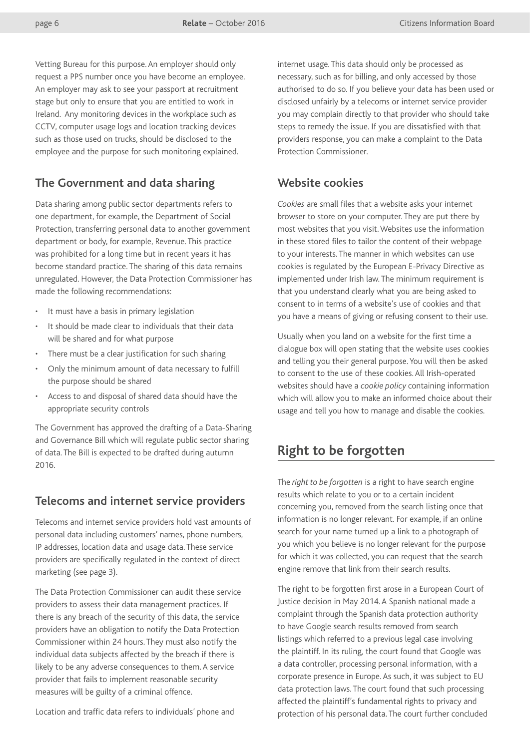Vetting Bureau for this purpose. An employer should only request a PPS number once you have become an employee. An employer may ask to see your passport at recruitment stage but only to ensure that you are entitled to work in Ireland. Any monitoring devices in the workplace such as CCTV, computer usage logs and location tracking devices such as those used on trucks, should be disclosed to the employee and the purpose for such monitoring explained.

### The Government and data sharing

Data sharing among public sector departments refers to one department, for example, the Department of Social Protection, transferring personal data to another government department or body, for example, Revenue. This practice was prohibited for a long time but in recent years it has become standard practice. The sharing of this data remains unregulated. However, the Data Protection Commissioner has made the following recommendations:

- It must have a basis in primary legislation
- It should be made clear to individuals that their data will be shared and for what purpose
- There must be a clear justification for such sharing
- Only the minimum amount of data necessary to fulfill the purpose should be shared
- Access to and disposal of shared data should have the appropriate security controls

The Government has approved the drafting of a Data-Sharing and Governance Bill which will regulate public sector sharing of data. The Bill is expected to be drafted during autumn 2016.

### Telecoms and internet service providers

Telecoms and internet service providers hold vast amounts of personal data including customers' names, phone numbers, IP addresses, location data and usage data. These service providers are specifically regulated in the context of direct marketing (see page 3).

The Data Protection Commissioner can audit these service providers to assess their data management practices. If there is any breach of the security of this data, the service providers have an obligation to notify the Data Protection Commissioner within 24 hours. They must also notify the individual data subjects affected by the breach if there is likely to be any adverse consequences to them. A service provider that fails to implement reasonable security measures will be guilty of a criminal offence.

Location and traffic data refers to individuals' phone and internet usage. This data should only be processed as necessary, such as for billing, and only accessed by those authorised to do so. If you believe your data has been used or disclosed unfairly by a telecoms or internet service provider you may complain directly to that provider who should take steps to remedy the issue. If you are dissatisfied with that providers response, you can make a complaint to the Data Protection Commissioner.

### Website cookies

*Cookies* are small files that a website asks your internet browser to store on your computer. They are put there by most websites that you visit. Websites use the information in these stored files to tailor the content of their webpage to your interests. The manner in which websites can use cookies is regulated by the European E-Privacy Directive as implemented under Irish law. The minimum requirement is that you understand clearly what you are being asked to consent to in terms of a website's use of cookies and that you have a means of giving or refusing consent to their use.

Usually when you land on a website for the first time a dialogue box will open stating that the website uses cookies and telling you their general purpose. You will then be asked to consent to the use of these cookies. All Irish-operated websites should have a *cookie policy* containing information which will allow you to make an informed choice about their usage and tell you how to manage and disable the cookies.

## Right to be forgotten

The *right to be forgotten* is a right to have search engine results which relate to you or to a certain incident concerning you, removed from the search listing once that information is no longer relevant. For example, if an online search for your name turned up a link to a photograph of you which you believe is no longer relevant for the purpose for which it was collected, you can request that the search engine remove that link from their search results.

The right to be forgotten first arose in a European Court of Justice decision in May 2014. A Spanish national made a complaint through the Spanish data protection authority to have Google search results removed from search listings which referred to a previous legal case involving the plaintiff. In its ruling, the court found that Google was a data controller, processing personal information, with a corporate presence in Europe. As such, it was subject to EU data protection laws. The court found that such processing affected the plaintiff's fundamental rights to privacy and protection of his personal data. The court further concluded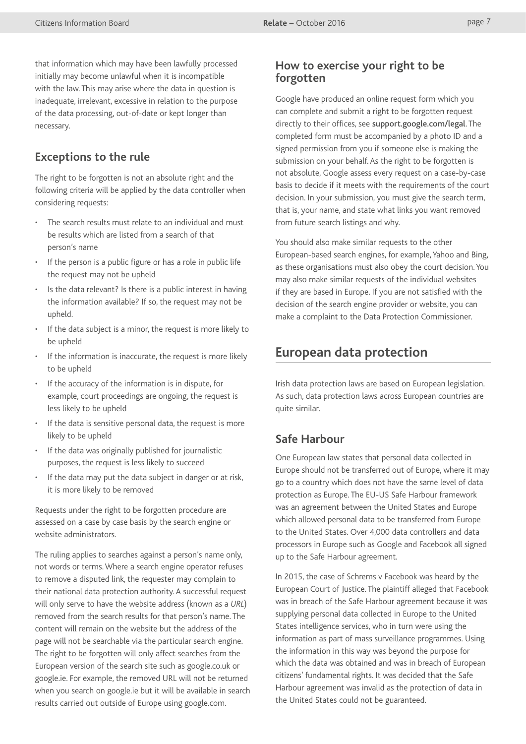that information which may have been lawfully processed initially may become unlawful when it is incompatible with the law. This may arise where the data in question is inadequate, irrelevant, excessive in relation to the purpose of the data processing, out-of-date or kept longer than necessary.

### Exceptions to the rule

The right to be forgotten is not an absolute right and the following criteria will be applied by the data controller when considering requests:

- The search results must relate to an individual and must be results which are listed from a search of that person's name
- If the person is a public figure or has a role in public life the request may not be upheld
- Is the data relevant? Is there is a public interest in having the information available? If so, the request may not be upheld.
- If the data subject is a minor, the request is more likely to be upheld
- If the information is inaccurate, the request is more likely to be upheld
- If the accuracy of the information is in dispute, for example, court proceedings are ongoing, the request is less likely to be upheld
- If the data is sensitive personal data, the request is more likely to be upheld
- If the data was originally published for journalistic purposes, the request is less likely to succeed
- If the data may put the data subject in danger or at risk, it is more likely to be removed

Requests under the right to be forgotten procedure are assessed on a case by case basis by the search engine or website administrators.

The ruling applies to searches against a person's name only, not words or terms. Where a search engine operator refuses to remove a disputed link, the requester may complain to their national data protection authority. A successful request will only serve to have the website address (known as a *URL*) removed from the search results for that person's name. The content will remain on the website but the address of the page will not be searchable via the particular search engine. The right to be forgotten will only affect searches from the European version of the search site such as google.co.uk or google.ie. For example, the removed URL will not be returned when you search on google.ie but it will be available in search results carried out outside of Europe using google.com.

### How to exercise your right to be forgotten

Google have produced an online request form which you can complete and submit a right to be forgotten request directly to their offices, see **support.google.com/legal**. The completed form must be accompanied by a photo ID and a signed permission from you if someone else is making the submission on your behalf. As the right to be forgotten is not absolute, Google assess every request on a case-by-case basis to decide if it meets with the requirements of the court decision. In your submission, you must give the search term, that is, your name, and state what links you want removed from future search listings and why.

You should also make similar requests to the other European-based search engines, for example, Yahoo and Bing, as these organisations must also obey the court decision. You may also make similar requests of the individual websites if they are based in Europe. If you are not satisfied with the decision of the search engine provider or website, you can make a complaint to the Data Protection Commissioner.

## European data protection

Irish data protection laws are based on European legislation. As such, data protection laws across European countries are quite similar.

### Safe Harbour

One European law states that personal data collected in Europe should not be transferred out of Europe, where it may go to a country which does not have the same level of data protection as Europe. The EU-US Safe Harbour framework was an agreement between the United States and Europe which allowed personal data to be transferred from Europe to the United States. Over 4,000 data controllers and data processors in Europe such as Google and Facebook all signed up to the Safe Harbour agreement.

In 2015, the case of Schrems v Facebook was heard by the European Court of Justice. The plaintiff alleged that Facebook was in breach of the Safe Harbour agreement because it was supplying personal data collected in Europe to the United States intelligence services, who in turn were using the information as part of mass surveillance programmes. Using the information in this way was beyond the purpose for which the data was obtained and was in breach of European citizens' fundamental rights. It was decided that the Safe Harbour agreement was invalid as the protection of data in the United States could not be guaranteed.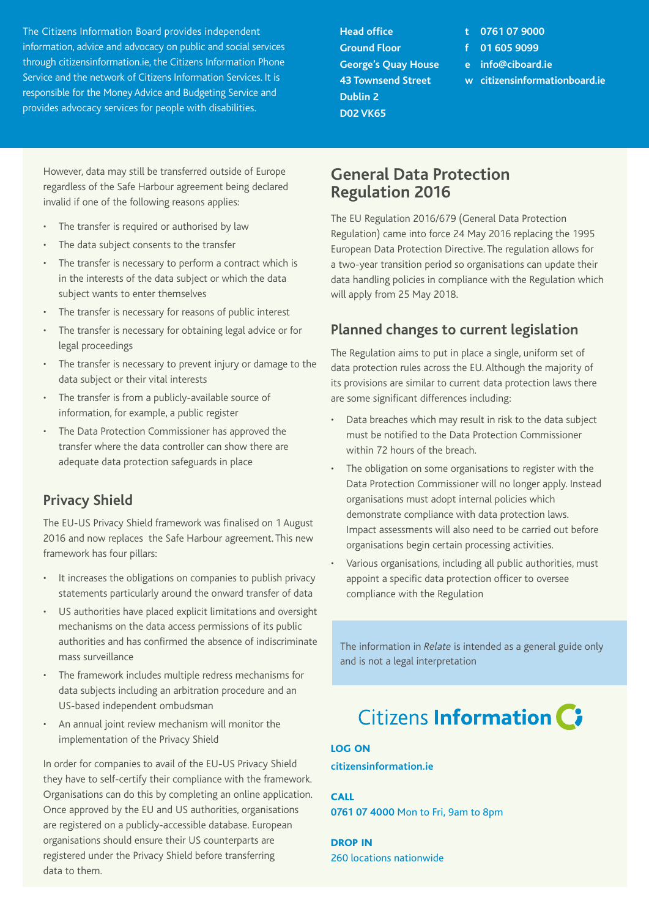The Citizens Information Board provides independent information, advice and advocacy on public and social services through citizensinformation.ie, the Citizens Information Phone Service and the network of Citizens Information Services. It is responsible for the Money Advice and Budgeting Service and provides advocacy services for people with disabilities.

**Head office**
**Ground Floor**
**George's Quay House**
**43 Townsend Street**
**Dublin 2**
**D02 VK65**

**t 0761 07 9000**
**f 01 605 9099**
**e info@ciboard.ie**
**w citizensinformationboard.ie**

However, data may still be transferred outside of Europe regardless of the Safe Harbour agreement being declared invalid if one of the following reasons applies:

- The transfer is required or authorised by law
- The data subject consents to the transfer
- The transfer is necessary to perform a contract which is in the interests of the data subject or which the data subject wants to enter themselves
- The transfer is necessary for reasons of public interest
- The transfer is necessary for obtaining legal advice or for legal proceedings
- The transfer is necessary to prevent injury or damage to the data subject or their vital interests
- The transfer is from a publicly-available source of information, for example, a public register
- The Data Protection Commissioner has approved the transfer where the data controller can show there are adequate data protection safeguards in place

## Privacy Shield

The EU-US Privacy Shield framework was finalised on 1 August 2016 and now replaces the Safe Harbour agreement. This new framework has four pillars:

- It increases the obligations on companies to publish privacy statements particularly around the onward transfer of data
- US authorities have placed explicit limitations and oversight mechanisms on the data access permissions of its public authorities and has confirmed the absence of indiscriminate mass surveillance
- The framework includes multiple redress mechanisms for data subjects including an arbitration procedure and an US-based independent ombudsman
- An annual joint review mechanism will monitor the implementation of the Privacy Shield

In order for companies to avail of the EU-US Privacy Shield they have to self-certify their compliance with the framework. Organisations can do this by completing an online application. Once approved by the EU and US authorities, organisations are registered on a publicly-accessible database. European organisations should ensure their US counterparts are registered under the Privacy Shield before transferring data to them.

## General Data Protection Regulation 2016

The EU Regulation 2016/679 (General Data Protection Regulation) came into force 24 May 2016 replacing the 1995 European Data Protection Directive. The regulation allows for a two-year transition period so organisations can update their data handling policies in compliance with the Regulation which will apply from 25 May 2018.

## Planned changes to current legislation

The Regulation aims to put in place a single, uniform set of data protection rules across the EU. Although the majority of its provisions are similar to current data protection laws there are some significant differences including:

- Data breaches which may result in risk to the data subject must be notified to the Data Protection Commissioner within 72 hours of the breach.
- The obligation on some organisations to register with the Data Protection Commissioner will no longer apply. Instead organisations must adopt internal policies which demonstrate compliance with data protection laws. Impact assessments will also need to be carried out before organisations begin certain processing activities.
- Various organisations, including all public authorities, must appoint a specific data protection officer to oversee compliance with the Regulation

The information in *Relate* is intended as a general guide only and is not a legal interpretation

Citizens **Information**

**LOG ON**
**citizensinformation.ie**

**CALL**
**0761 07 4000** Mon to Fri, 9am to 8pm

**DROP IN**
260 locations nationwide